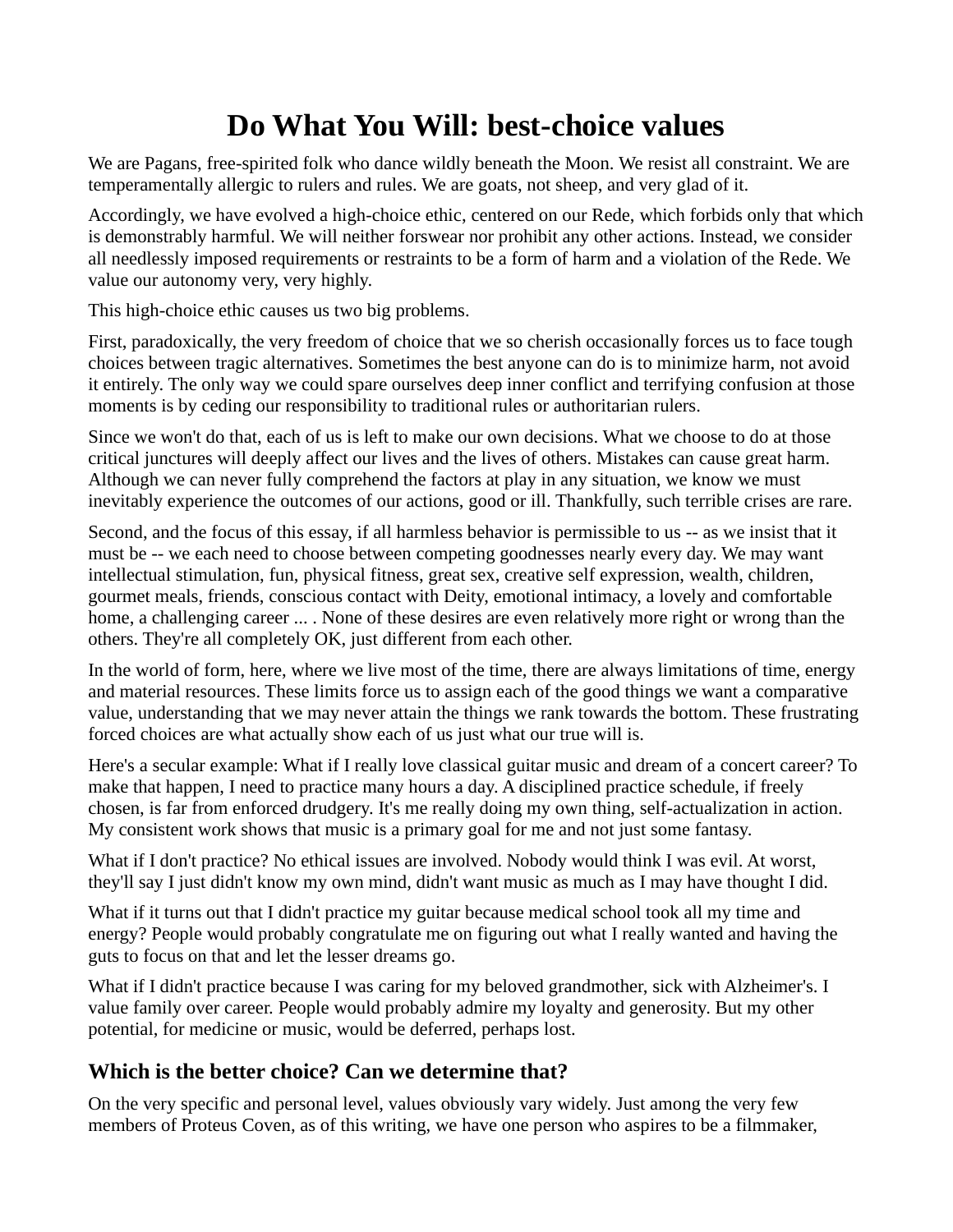# Do What You Will: best-choice values

We are Pagans, free-spirited folk who dance wildly beneath the Moon. We resist all constraint. We are temperamentally allergic to rulers and rules. We are goats, not sheep, and very glad of it.

Accordingly, we have evolved a high-choice ethic, centered on our Rede, which forbids only that which is demonstrably harmful. We will neither forswear nor prohibit any other actions. Instead, we consider all needlessly imposed requirements or restraints to be a form of harm and a violation of the Rede. We value our autonomy very, very highly.

This high-choice ethic causes us two big problems.

First, paradoxically, the very freedom of choice that we so cherish occasionally forces us to face tough choices between tragic alternatives. Sometimes the best anyone can do is to minimize harm, not avoid it entirely. The only way we could spare ourselves deep inner conflict and terrifying confusion at those moments is by ceding our responsibility to traditional rules or authoritarian rulers.

Since we won't do that, each of us is left to make our own decisions. What we choose to do at those critical junctures will deeply affect our lives and the lives of others. Mistakes can cause great harm. Although we can never fully comprehend the factors at play in any situation, we know we must inevitably experience the outcomes of our actions, good or ill. Thankfully, such terrible crises are rare.

Second, and the focus of this essay, if all harmless behavior is permissible to us -- as we insist that it must be -- we each need to choose between competing goodnesses nearly every day. We may want intellectual stimulation, fun, physical fitness, great sex, creative self expression, wealth, children, gourmet meals, friends, conscious contact with Deity, emotional intimacy, a lovely and comfortable home, a challenging career ... . None of these desires are even relatively more right or wrong than the others. They're all completely OK, just different from each other.

In the world of form, here, where we live most of the time, there are always limitations of time, energy and material resources. These limits force us to assign each of the good things we want a comparative value, understanding that we may never attain the things we rank towards the bottom. These frustrating forced choices are what actually show each of us just what our true will is.

Here's a secular example: What if I really love classical guitar music and dream of a concert career? To make that happen, I need to practice many hours a day. A disciplined practice schedule, if freely chosen, is far from enforced drudgery. It's me really doing my own thing, self-actualization in action. My consistent work shows that music is a primary goal for me and not just some fantasy.

What if I don't practice? No ethical issues are involved. Nobody would think I was evil. At worst, they'll say I just didn't know my own mind, didn't want music as much as I may have thought I did.

What if it turns out that I didn't practice my guitar because medical school took all my time and energy? People would probably congratulate me on figuring out what I really wanted and having the guts to focus on that and let the lesser dreams go.

What if I didn't practice because I was caring for my beloved grandmother, sick with Alzheimer's. I value family over career. People would probably admire my loyalty and generosity. But my other potential, for medicine or music, would be deferred, perhaps lost.

## Which is the better choice? Can we determine that?

On the very specific and personal level, values obviously vary widely. Just among the very few members of Proteus Coven, as of this writing, we have one person who aspires to be a filmmaker,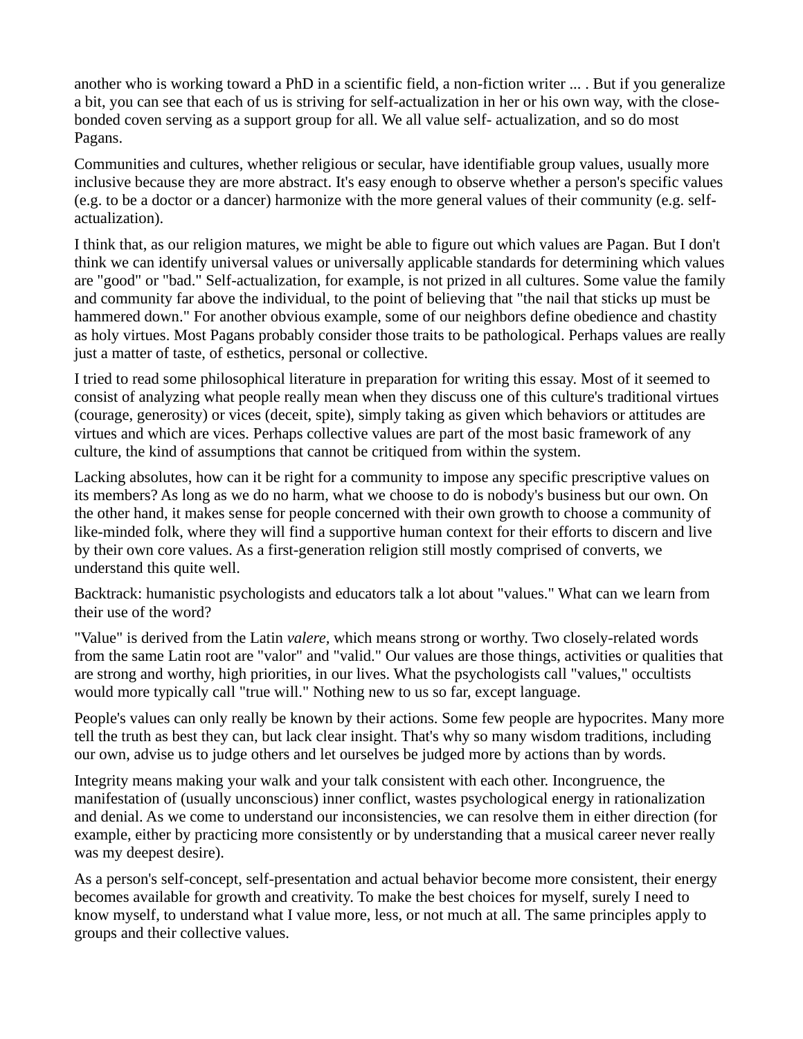another who is working toward a PhD in a scientific field, a non-fiction writer ... . But if you generalize a bit, you can see that each of us is striving for self-actualization in her or his own way, with the close-bonded coven serving as a support group for all. We all value self- actualization, and so do most Pagans.

Communities and cultures, whether religious or secular, have identifiable group values, usually more inclusive because they are more abstract. It's easy enough to observe whether a person's specific values (e.g. to be a doctor or a dancer) harmonize with the more general values of their community (e.g. self-actualization).

I think that, as our religion matures, we might be able to figure out which values are Pagan. But I don't think we can identify universal values or universally applicable standards for determining which values are "good" or "bad." Self-actualization, for example, is not prized in all cultures. Some value the family and community far above the individual, to the point of believing that "the nail that sticks up must be hammered down." For another obvious example, some of our neighbors define obedience and chastity as holy virtues. Most Pagans probably consider those traits to be pathological. Perhaps values are really just a matter of taste, of esthetics, personal or collective.

I tried to read some philosophical literature in preparation for writing this essay. Most of it seemed to consist of analyzing what people really mean when they discuss one of this culture's traditional virtues (courage, generosity) or vices (deceit, spite), simply taking as given which behaviors or attitudes are virtues and which are vices. Perhaps collective values are part of the most basic framework of any culture, the kind of assumptions that cannot be critiqued from within the system.

Lacking absolutes, how can it be right for a community to impose any specific prescriptive values on its members? As long as we do no harm, what we choose to do is nobody's business but our own. On the other hand, it makes sense for people concerned with their own growth to choose a community of like-minded folk, where they will find a supportive human context for their efforts to discern and live by their own core values. As a first-generation religion still mostly comprised of converts, we understand this quite well.

Backtrack: humanistic psychologists and educators talk a lot about "values." What can we learn from their use of the word?

"Value" is derived from the Latin *valere*, which means strong or worthy. Two closely-related words from the same Latin root are "valor" and "valid." Our values are those things, activities or qualities that are strong and worthy, high priorities, in our lives. What the psychologists call "values," occultists would more typically call "true will." Nothing new to us so far, except language.

People's values can only really be known by their actions. Some few people are hypocrites. Many more tell the truth as best they can, but lack clear insight. That's why so many wisdom traditions, including our own, advise us to judge others and let ourselves be judged more by actions than by words.

Integrity means making your walk and your talk consistent with each other. Incongruence, the manifestation of (usually unconscious) inner conflict, wastes psychological energy in rationalization and denial. As we come to understand our inconsistencies, we can resolve them in either direction (for example, either by practicing more consistently or by understanding that a musical career never really was my deepest desire).

As a person's self-concept, self-presentation and actual behavior become more consistent, their energy becomes available for growth and creativity. To make the best choices for myself, surely I need to know myself, to understand what I value more, less, or not much at all. The same principles apply to groups and their collective values.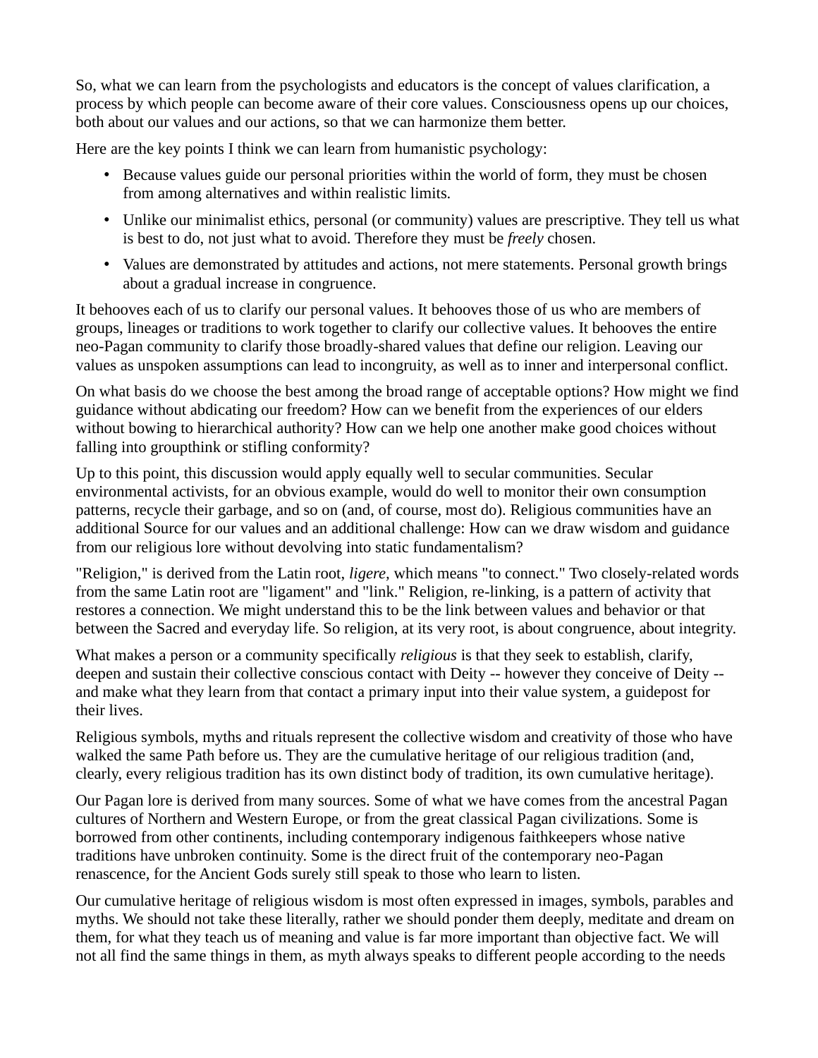So, what we can learn from the psychologists and educators is the concept of values clarification, a process by which people can become aware of their core values. Consciousness opens up our choices, both about our values and our actions, so that we can harmonize them better.

Here are the key points I think we can learn from humanistic psychology:

- Because values guide our personal priorities within the world of form, they must be chosen from among alternatives and within realistic limits.
- Unlike our minimalist ethics, personal (or community) values are prescriptive. They tell us what is best to do, not just what to avoid. Therefore they must be *freely* chosen.
- Values are demonstrated by attitudes and actions, not mere statements. Personal growth brings about a gradual increase in congruence.

It behooves each of us to clarify our personal values. It behooves those of us who are members of groups, lineages or traditions to work together to clarify our collective values. It behooves the entire neo-Pagan community to clarify those broadly-shared values that define our religion. Leaving our values as unspoken assumptions can lead to incongruity, as well as to inner and interpersonal conflict.

On what basis do we choose the best among the broad range of acceptable options? How might we find guidance without abdicating our freedom? How can we benefit from the experiences of our elders without bowing to hierarchical authority? How can we help one another make good choices without falling into groupthink or stifling conformity?

Up to this point, this discussion would apply equally well to secular communities. Secular environmental activists, for an obvious example, would do well to monitor their own consumption patterns, recycle their garbage, and so on (and, of course, most do). Religious communities have an additional Source for our values and an additional challenge: How can we draw wisdom and guidance from our religious lore without devolving into static fundamentalism?

"Religion," is derived from the Latin root, *ligere,* which means "to connect." Two closely-related words from the same Latin root are "ligament" and "link." Religion, re-linking, is a pattern of activity that restores a connection. We might understand this to be the link between values and behavior or that between the Sacred and everyday life. So religion, at its very root, is about congruence, about integrity.

What makes a person or a community specifically *religious* is that they seek to establish, clarify, deepen and sustain their collective conscious contact with Deity -- however they conceive of Deity -- and make what they learn from that contact a primary input into their value system, a guidepost for their lives.

Religious symbols, myths and rituals represent the collective wisdom and creativity of those who have walked the same Path before us. They are the cumulative heritage of our religious tradition (and, clearly, every religious tradition has its own distinct body of tradition, its own cumulative heritage).

Our Pagan lore is derived from many sources. Some of what we have comes from the ancestral Pagan cultures of Northern and Western Europe, or from the great classical Pagan civilizations. Some is borrowed from other continents, including contemporary indigenous faithkeepers whose native traditions have unbroken continuity. Some is the direct fruit of the contemporary neo-Pagan renascence, for the Ancient Gods surely still speak to those who learn to listen.

Our cumulative heritage of religious wisdom is most often expressed in images, symbols, parables and myths. We should not take these literally, rather we should ponder them deeply, meditate and dream on them, for what they teach us of meaning and value is far more important than objective fact. We will not all find the same things in them, as myth always speaks to different people according to the needs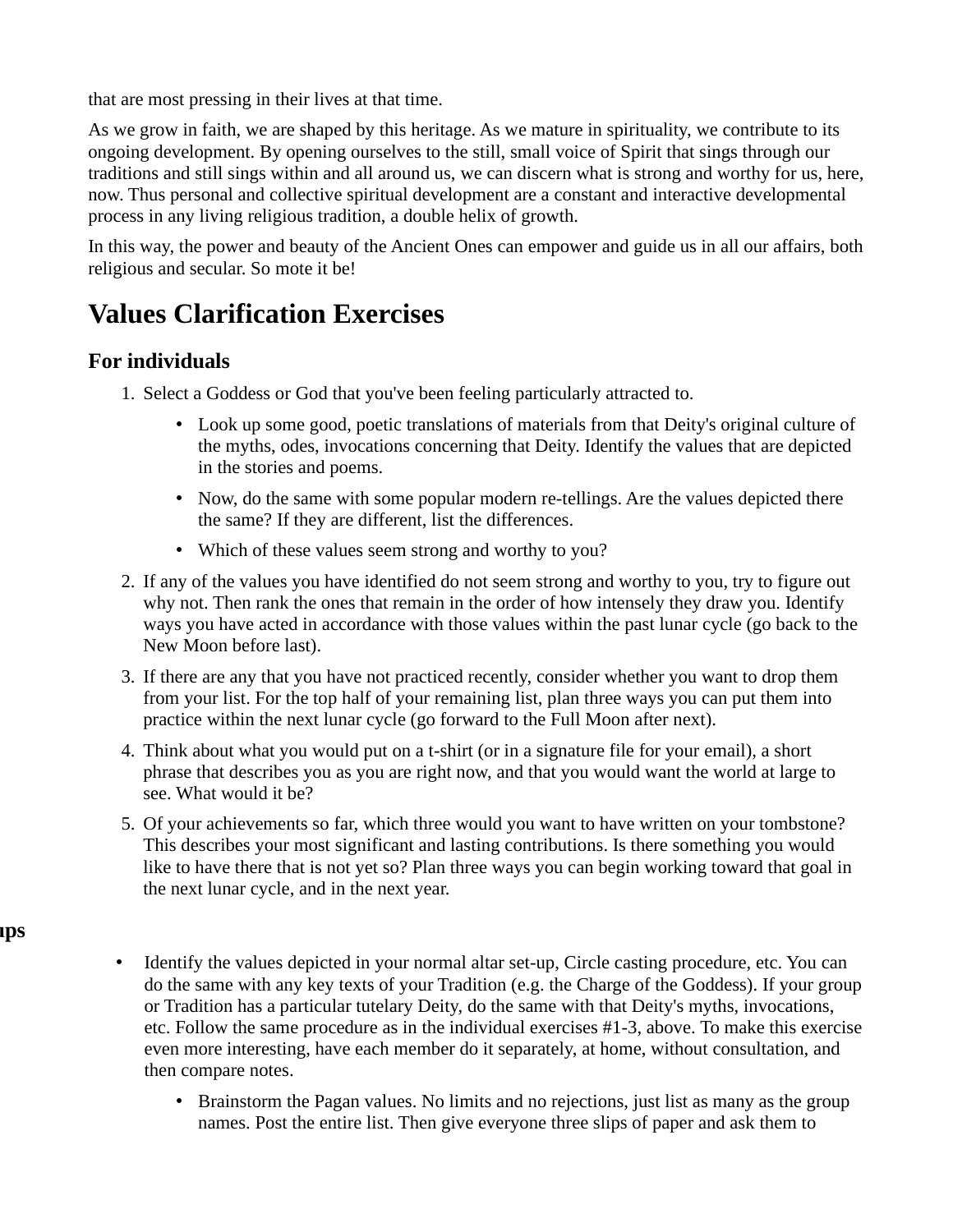that are most pressing in their lives at that time.

As we grow in faith, we are shaped by this heritage. As we mature in spirituality, we contribute to its ongoing development. By opening ourselves to the still, small voice of Spirit that sings through our traditions and still sings within and all around us, we can discern what is strong and worthy for us, here, now. Thus personal and collective spiritual development are a constant and interactive developmental process in any living religious tradition, a double helix of growth.

In this way, the power and beauty of the Ancient Ones can empower and guide us in all our affairs, both religious and secular. So mote it be!

# Values Clarification Exercises

## For individuals

1. Select a Goddess or God that you've been feeling particularly attracted to.
   - Look up some good, poetic translations of materials from that Deity's original culture of the myths, odes, invocations concerning that Deity. Identify the values that are depicted in the stories and poems.
   - Now, do the same with some popular modern re-tellings. Are the values depicted there the same? If they are different, list the differences.
   - Which of these values seem strong and worthy to you?
2. If any of the values you have identified do not seem strong and worthy to you, try to figure out why not. Then rank the ones that remain in the order of how intensely they draw you. Identify ways you have acted in accordance with those values within the past lunar cycle (go back to the New Moon before last).
3. If there are any that you have not practiced recently, consider whether you want to drop them from your list. For the top half of your remaining list, plan three ways you can put them into practice within the next lunar cycle (go forward to the Full Moon after next).
4. Think about what you would put on a t-shirt (or in a signature file for your email), a short phrase that describes you as you are right now, and that you would want the world at large to see. What would it be?
5. Of your achievements so far, which three would you want to have written on your tombstone? This describes your most significant and lasting contributions. Is there something you would like to have there that is not yet so? Plan three ways you can begin working toward that goal in the next lunar cycle, and in the next year.

## ups

- Identify the values depicted in your normal altar set-up, Circle casting procedure, etc. You can do the same with any key texts of your Tradition (e.g. the Charge of the Goddess). If your group or Tradition has a particular tutelary Deity, do the same with that Deity's myths, invocations, etc. Follow the same procedure as in the individual exercises #1-3, above. To make this exercise even more interesting, have each member do it separately, at home, without consultation, and then compare notes.
  - Brainstorm the Pagan values. No limits and no rejections, just list as many as the group names. Post the entire list. Then give everyone three slips of paper and ask them to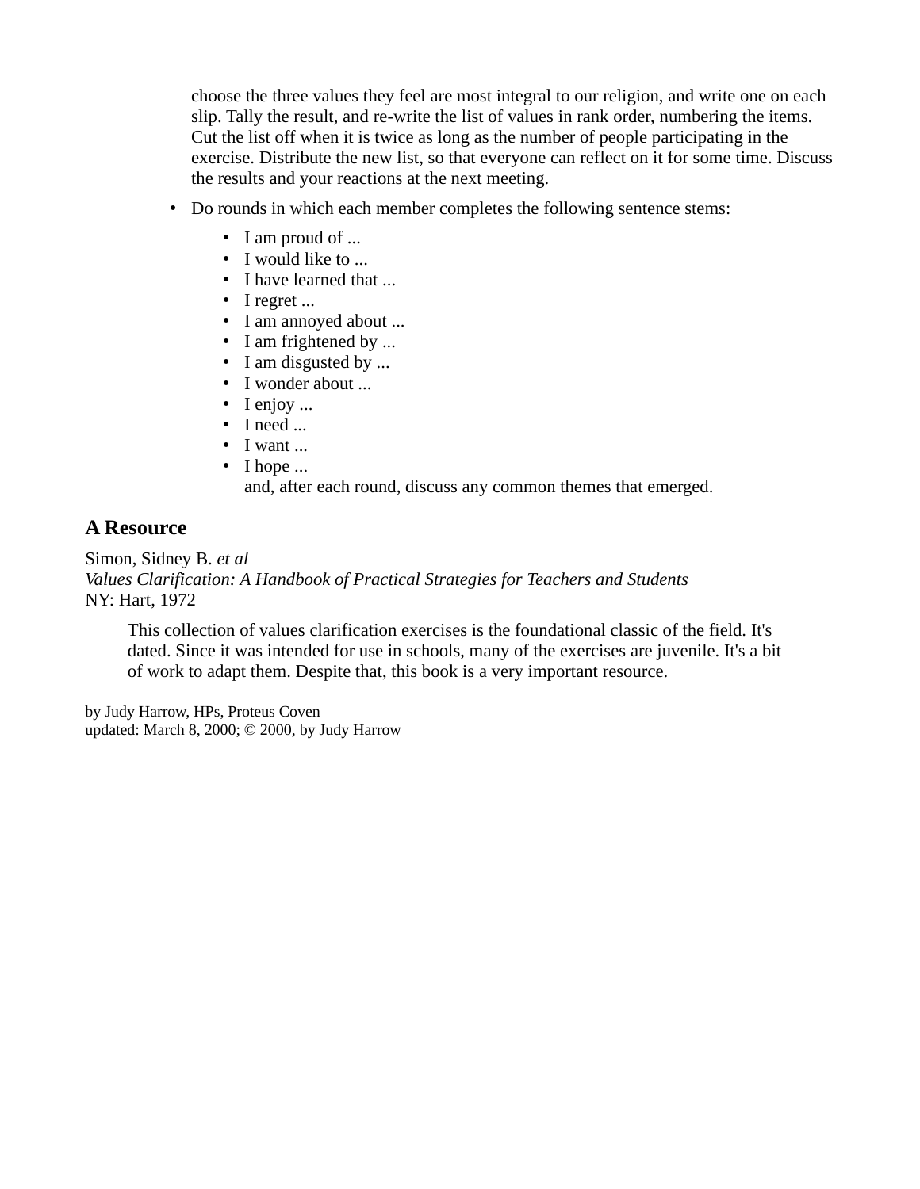choose the three values they feel are most integral to our religion, and write one on each slip. Tally the result, and re-write the list of values in rank order, numbering the items. Cut the list off when it is twice as long as the number of people participating in the exercise. Distribute the new list, so that everyone can reflect on it for some time. Discuss the results and your reactions at the next meeting.

- Do rounds in which each member completes the following sentence stems:
  - I am proud of ...
  - I would like to ...
  - I have learned that ...
  - I regret ...
  - I am annoyed about ...
  - I am frightened by ...
  - I am disgusted by ...
  - I wonder about ...
  - I enjoy ...
  - I need ...
  - I want ...
  - I hope ...
  
  and, after each round, discuss any common themes that emerged.

## A Resource

Simon, Sidney B. *et al*
*Values Clarification: A Handbook of Practical Strategies for Teachers and Students*
NY: Hart, 1972

> This collection of values clarification exercises is the foundational classic of the field. It's dated. Since it was intended for use in schools, many of the exercises are juvenile. It's a bit of work to adapt them. Despite that, this book is a very important resource.

by Judy Harrow, HPs, Proteus Coven
updated: March 8, 2000; © 2000, by Judy Harrow